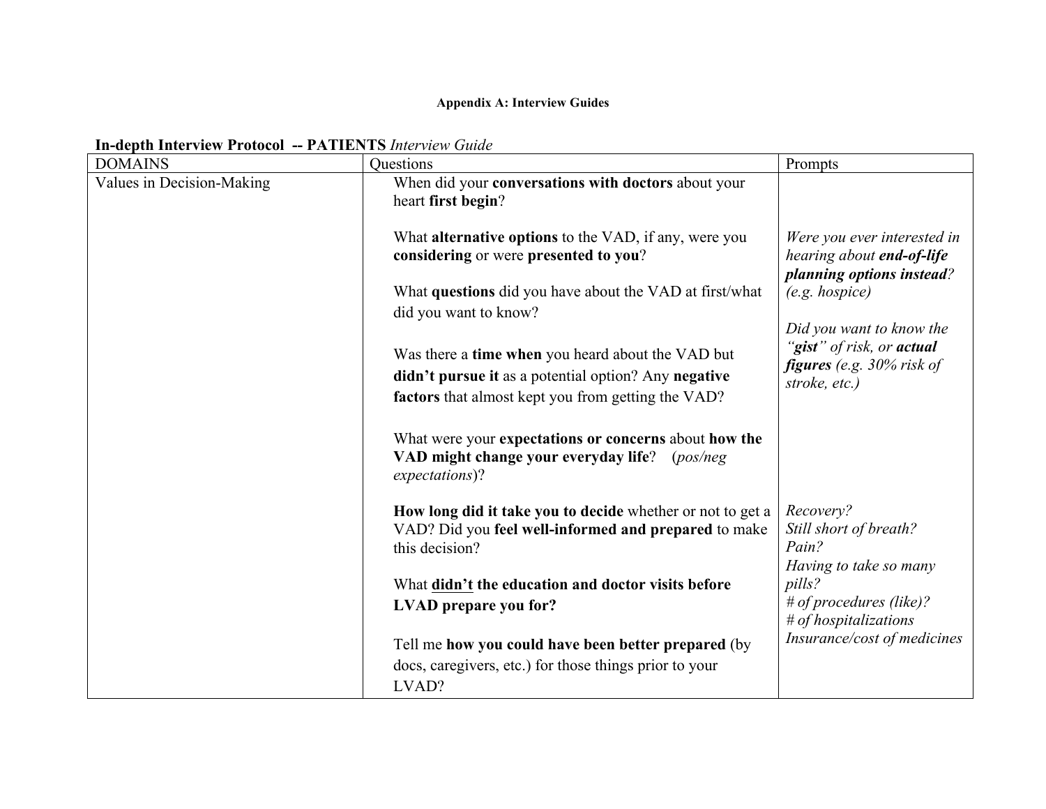**Appendix A: Interview Guides**

**In-depth Interview Protocol -- PATIENTS** *Interview Guide*

| DOMAINS | Questions | Prompts |
|---|---|---|
| Values in Decision-Making | When did your **conversations with doctors** about your heart **first begin**?<br><br>What **alternative options** to the VAD, if any, were you **considering** or were **presented to you**?<br><br>What **questions** did you have about the VAD at first/what did you want to know?<br><br>Was there a **time when** you heard about the VAD but **didn't pursue it** as a potential option? Any **negative factors** that almost kept you from getting the VAD?<br><br>What were your **expectations or concerns** about **how the VAD might change your everyday life**? (*pos/neg expectations*)?<br><br>**How long did it take you to decide** whether or not to get a VAD? Did you **feel well-informed and prepared** to make this decision?<br><br>What **<u>didn't</u> the education and doctor visits before LVAD prepare you for?**<br><br>Tell me **how you could have been better prepared** (by docs, caregivers, etc.) for those things prior to your LVAD? | *Were you ever interested in hearing about **end-of-life planning options instead**? (e.g. hospice)*<br><br>*Did you want to know the "**gist**" of risk, or **actual figures** (e.g. 30% risk of stroke, etc.)*<br><br>*Recovery?*<br>*Still short of breath?*<br>*Pain?*<br>*Having to take so many pills?*<br>*# of procedures (like)?*<br>*# of hospitalizations*<br>*Insurance/cost of medicines* |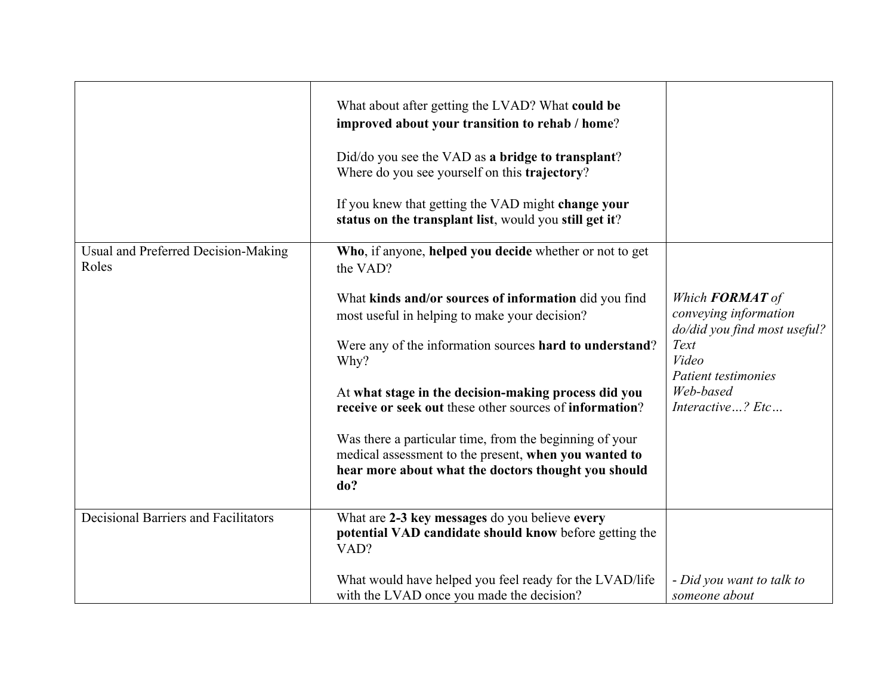| | | |
|---|---|---|
| | What about after getting the LVAD? What **could be improved about your transition to rehab / home**?<br><br>Did/do you see the VAD as **a bridge to transplant**? Where do you see yourself on this **trajectory**?<br><br>If you knew that getting the VAD might **change your status on the transplant list**, would you **still get it**? | |
| Usual and Preferred Decision-Making Roles | **Who**, if anyone, **helped you decide** whether or not to get the VAD?<br><br>What **kinds and/or sources of information** did you find most useful in helping to make your decision?<br><br>Were any of the information sources **hard to understand**? Why?<br><br>At **what stage in the decision-making process did you receive or seek out** these other sources of **information**?<br><br>Was there a particular time, from the beginning of your medical assessment to the present, **when you wanted to hear more about what the doctors thought you should do?** | *Which **FORMAT** of conveying information do/did you find most useful?*<br>*Text*<br>*Video*<br>*Patient testimonies*<br>*Web-based*<br>*Interactive…? Etc…* |
| Decisional Barriers and Facilitators | What are **2-3 key messages** do you believe **every potential VAD candidate should know** before getting the VAD?<br><br>What would have helped you feel ready for the LVAD/life with the LVAD once you made the decision? | *- Did you want to talk to someone about* |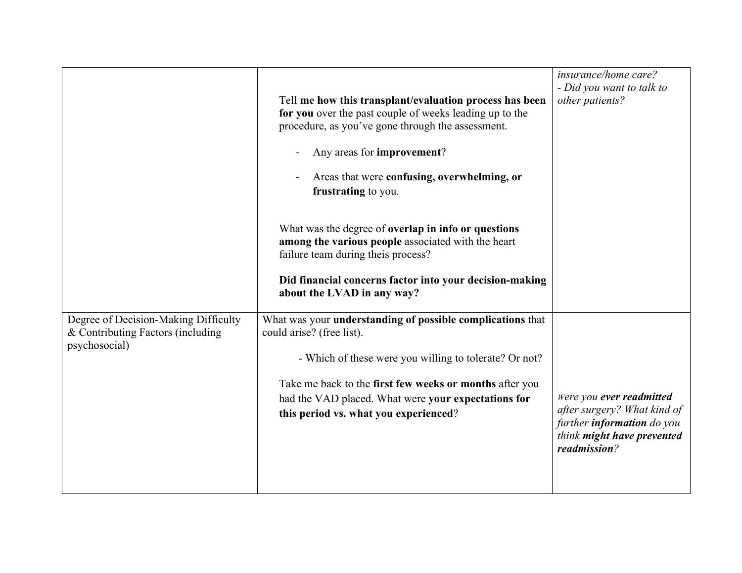| | | |
|---|---|---|
| | Tell **me how this transplant/evaluation process has been for you** over the past couple of weeks leading up to the procedure, as you've gone through the assessment.<br><br>- Any areas for **improvement**?<br>- Areas that were **confusing, overwhelming, or frustrating** to you.<br><br>What was the degree of **overlap in info or questions among the various people** associated with the heart failure team during theis process?<br><br>**Did financial concerns factor into your decision-making about the LVAD in any way?** | *insurance/home care?*<br>*- Did you want to talk to other patients?* |
| Degree of Decision-Making Difficulty & Contributing Factors (including psychosocial) | What was your **understanding of possible complications** that could arise? (free list).<br><br>- Which of these were you willing to tolerate? Or not?<br><br>Take me back to the **first few weeks or months** after you had the VAD placed. What were **your expectations for this period vs. what you experienced**? | *were you **ever readmitted** after surgery? What kind of further **information** do you think **might have prevented readmission**?* |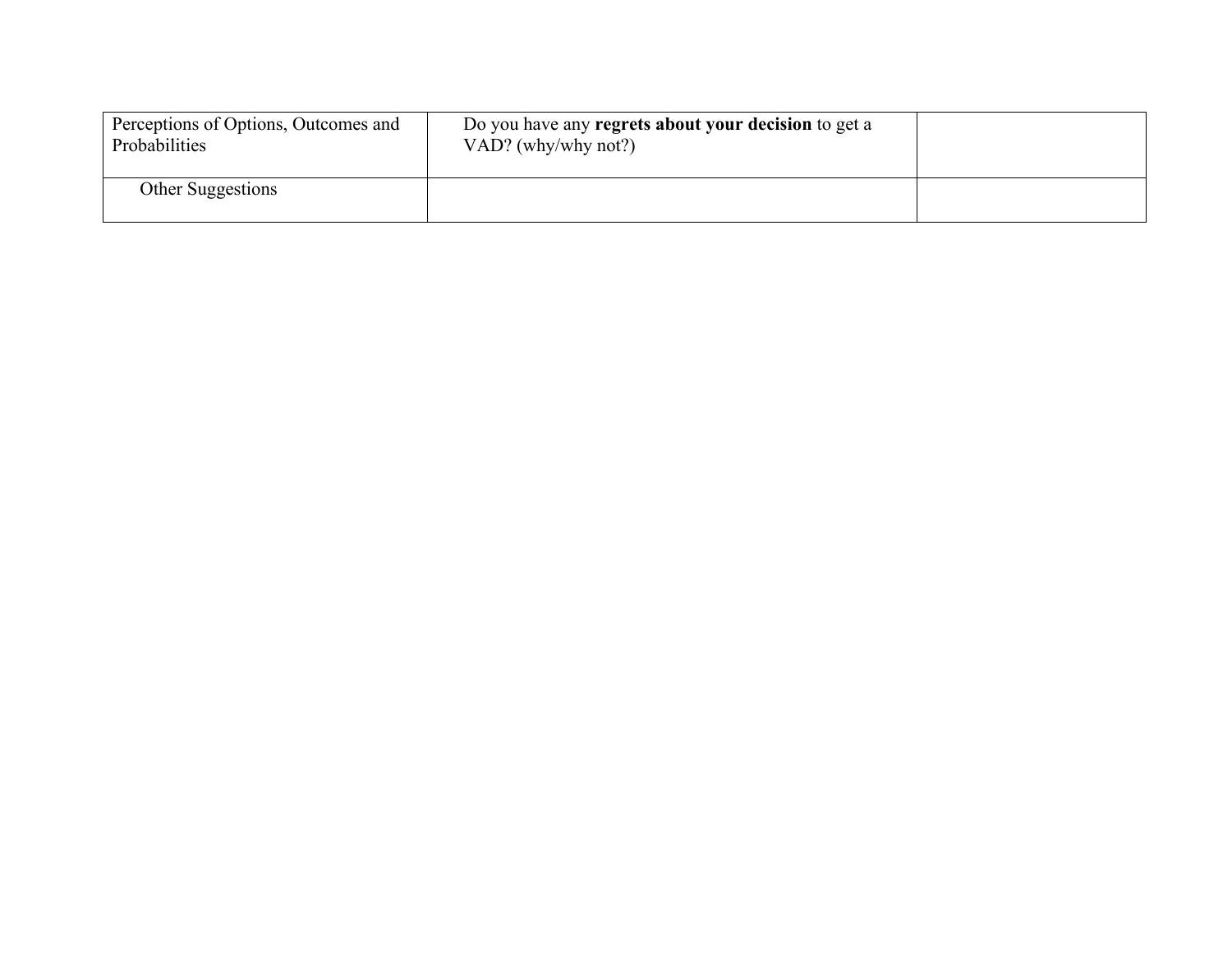| | | |
|---|---|---|
| Perceptions of Options, Outcomes and Probabilities | Do you have any **regrets about your decision** to get a VAD? (why/why not?) | |
| Other Suggestions | | |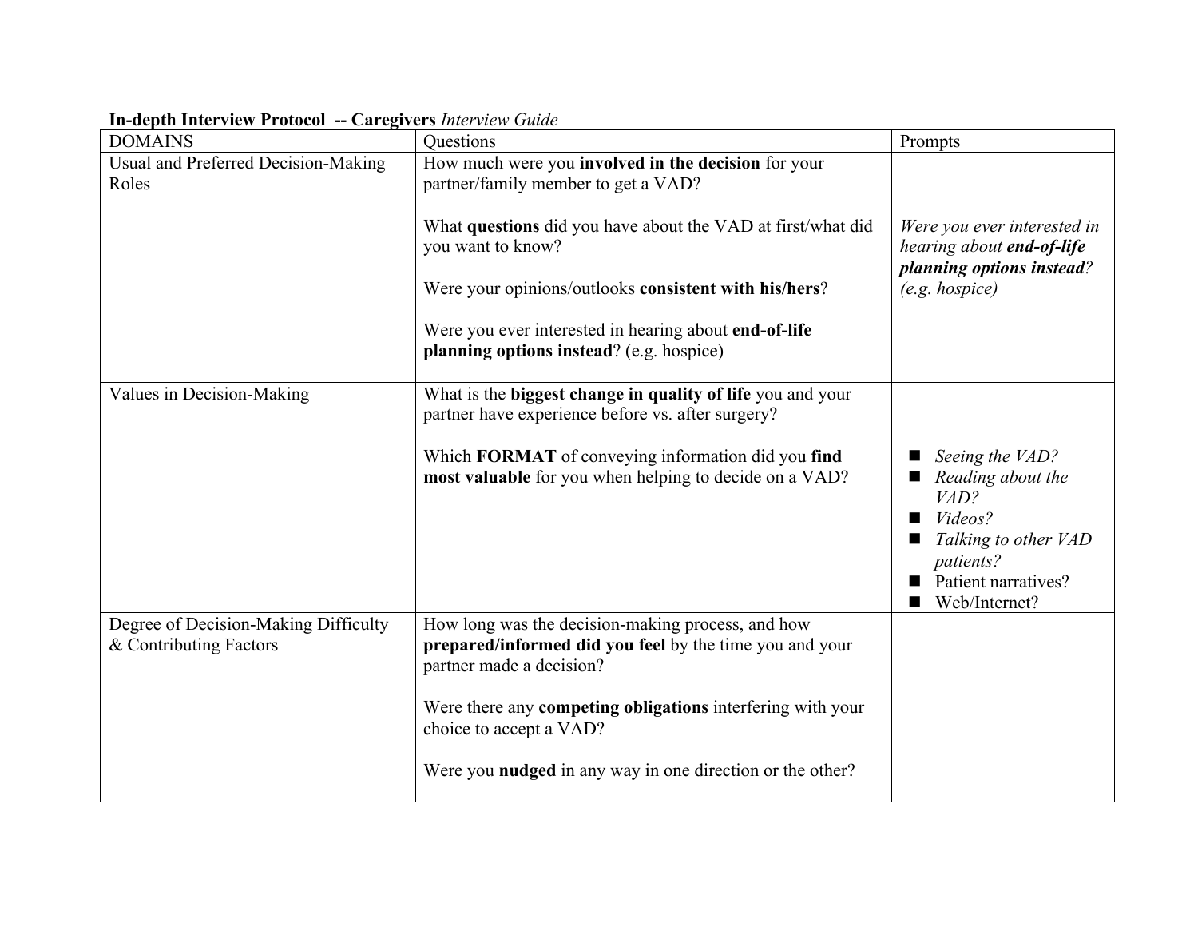**In-depth Interview Protocol -- Caregivers** *Interview Guide*

| DOMAINS | Questions | Prompts |
|---|---|---|
| Usual and Preferred Decision-Making Roles | How much were you **involved in the decision** for your partner/family member to get a VAD?<br><br>What **questions** did you have about the VAD at first/what did you want to know?<br><br>Were your opinions/outlooks **consistent with his/hers**?<br><br>Were you ever interested in hearing about **end-of-life planning options instead**? (e.g. hospice) | *Were you ever interested in hearing about* ***end-of-life planning options instead****? (e.g. hospice)* |
| Values in Decision-Making | What is the **biggest change in quality of life** you and your partner have experience before vs. after surgery?<br><br>Which **FORMAT** of conveying information did you **find most valuable** for you when helping to decide on a VAD? | ■ *Seeing the VAD?*<br>■ *Reading about the VAD?*<br>■ *Videos?*<br>■ *Talking to other VAD patients?*<br>■ Patient narratives?<br>■ Web/Internet? |
| Degree of Decision-Making Difficulty & Contributing Factors | How long was the decision-making process, and how **prepared/informed did you feel** by the time you and your partner made a decision?<br><br>Were there any **competing obligations** interfering with your choice to accept a VAD?<br><br>Were you **nudged** in any way in one direction or the other? | |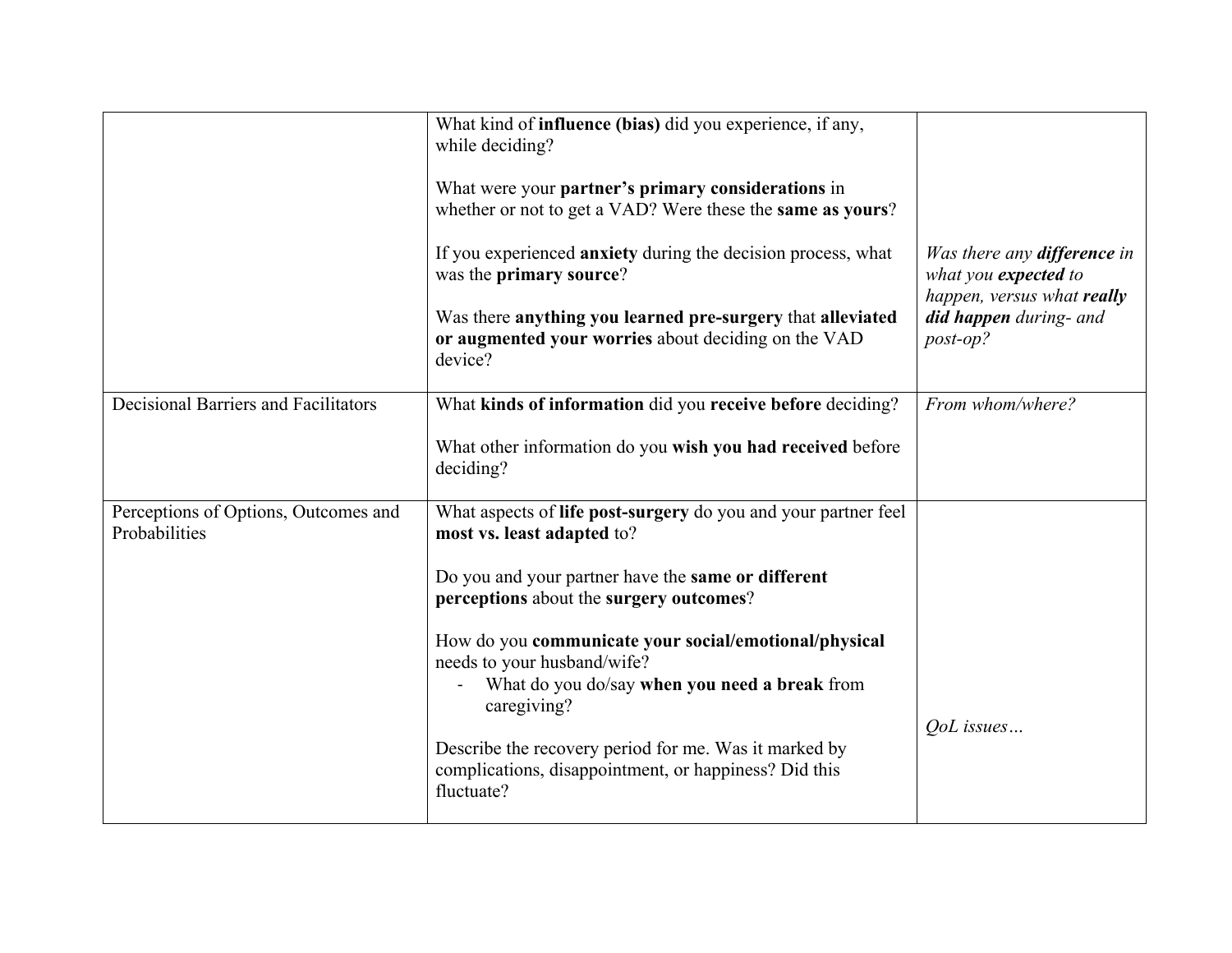| | | |
|---|---|---|
| | What kind of **influence (bias)** did you experience, if any, while deciding?<br><br>What were your **partner's primary considerations** in whether or not to get a VAD? Were these the **same as yours**?<br><br>If you experienced **anxiety** during the decision process, what was the **primary source**?<br><br>Was there **anything you learned pre-surgery** that **alleviated or augmented your worries** about deciding on the VAD device? | *Was there any **difference** in what you **expected** to happen, versus what **really did happen** during- and post-op?* |
| Decisional Barriers and Facilitators | What **kinds of information** did you **receive before** deciding?<br><br>What other information do you **wish you had received** before deciding? | *From whom/where?* |
| Perceptions of Options, Outcomes and Probabilities | What aspects of **life post-surgery** do you and your partner feel **most vs. least adapted** to?<br><br>Do you and your partner have the **same or different perceptions** about the **surgery outcomes**?<br><br>How do you **communicate your social/emotional/physical** needs to your husband/wife?<br>- What do you do/say **when you need a break** from caregiving?<br><br>Describe the recovery period for me. Was it marked by complications, disappointment, or happiness? Did this fluctuate? | *QoL issues…* |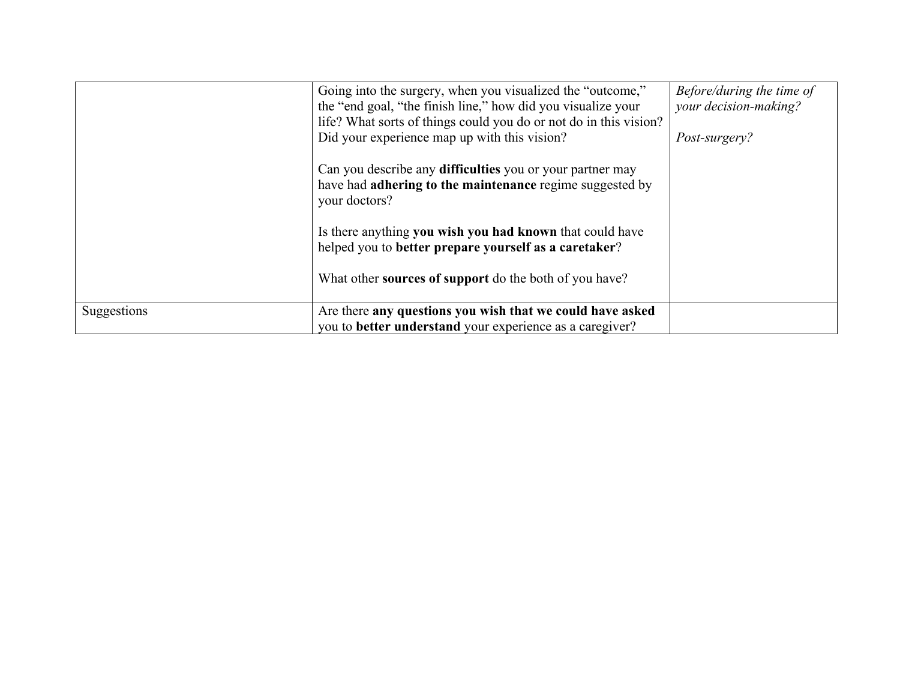| | | |
|---|---|---|
| | Going into the surgery, when you visualized the "outcome," the "end goal, "the finish line," how did you visualize your life? What sorts of things could you do or not do in this vision? Did your experience map up with this vision?<br><br>Can you describe any **difficulties** you or your partner may have had **adhering to the maintenance** regime suggested by your doctors?<br><br>Is there anything **you wish you had known** that could have helped you to **better prepare yourself as a caretaker**?<br><br>What other **sources of support** do the both of you have? | *Before/during the time of your decision-making?*<br><br>*Post-surgery?* |
| Suggestions | Are there **any questions you wish that we could have asked** you to **better understand** your experience as a caregiver? | |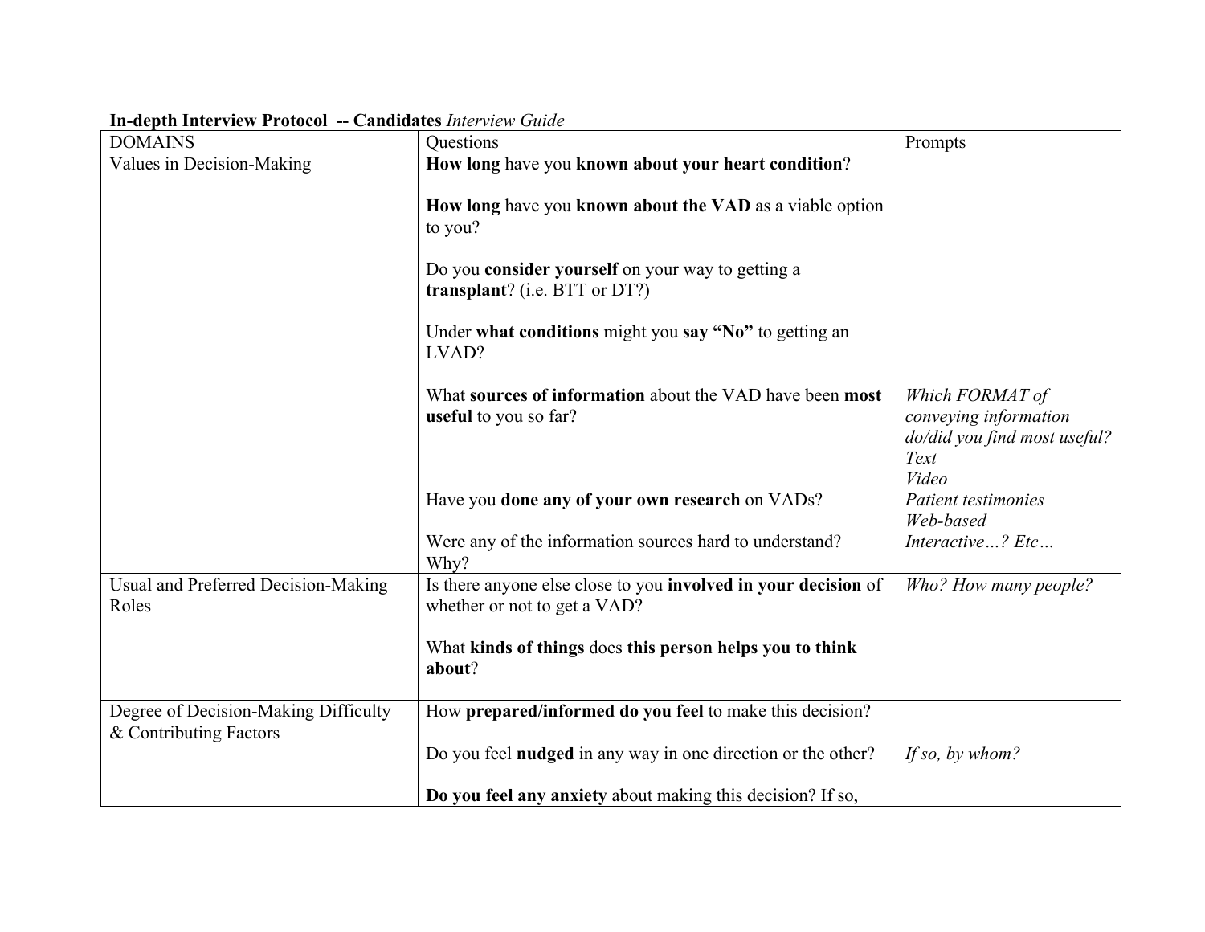**In-depth Interview Protocol -- Candidates** *Interview Guide*

| DOMAINS | Questions | Prompts |
|---|---|---|
| Values in Decision-Making | **How long** have you **known about your heart condition**?<br><br>**How long** have you **known about the VAD** as a viable option to you?<br><br>Do you **consider yourself** on your way to getting a **transplant**? (i.e. BTT or DT?)<br><br>Under **what conditions** might you **say "No"** to getting an LVAD?<br><br>What **sources of information** about the VAD have been **most useful** to you so far?<br><br>Have you **done any of your own research** on VADs?<br><br>Were any of the information sources hard to understand? Why? | *Which FORMAT of conveying information do/did you find most useful?*<br>*Text*<br>*Video*<br>*Patient testimonies*<br>*Web-based*<br>*Interactive…? Etc…* |
| Usual and Preferred Decision-Making Roles | Is there anyone else close to you **involved in your decision** of whether or not to get a VAD?<br><br>What **kinds of things** does **this person helps you to think about**? | *Who? How many people?* |
| Degree of Decision-Making Difficulty & Contributing Factors | How **prepared/informed do you feel** to make this decision?<br><br>Do you feel **nudged** in any way in one direction or the other?<br><br>**Do you feel any anxiety** about making this decision? If so, | <br><br>*If so, by whom?* |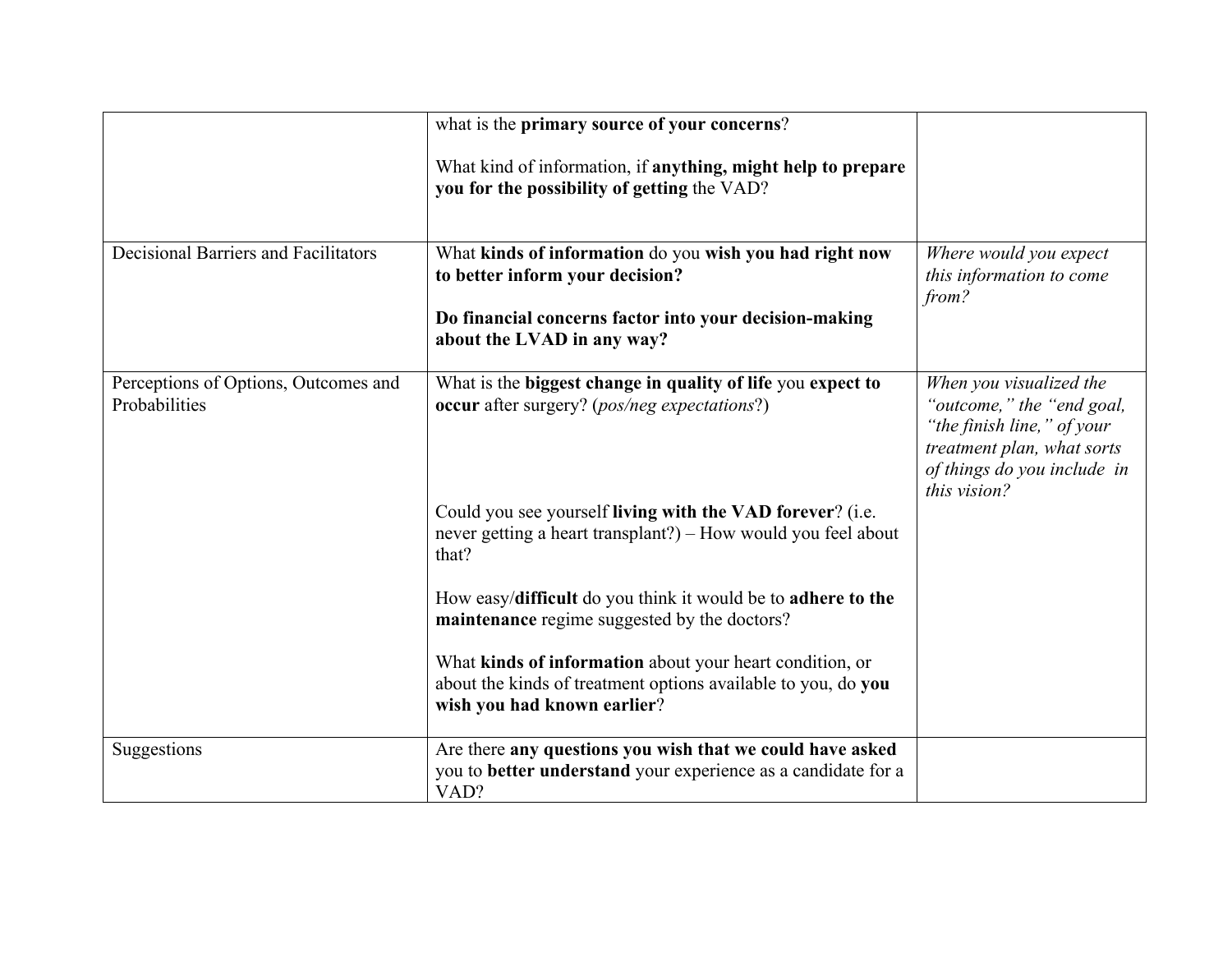| | | |
|---|---|---|
| | what is the **primary source of your concerns**?<br><br>What kind of information, if **anything, might help to prepare you for the possibility of getting** the VAD? | |
| Decisional Barriers and Facilitators | What **kinds of information** do you **wish you had right now to better inform your decision?**<br><br>**Do financial concerns factor into your decision-making about the LVAD in any way?** | *Where would you expect this information to come from?* |
| Perceptions of Options, Outcomes and Probabilities | What is the **biggest change in quality of life** you **expect to occur** after surgery? (*pos/neg expectations*?)<br><br>Could you see yourself **living with the VAD forever**? (i.e. never getting a heart transplant?) – How would you feel about that?<br><br>How easy/**difficult** do you think it would be to **adhere to the maintenance** regime suggested by the doctors?<br><br>What **kinds of information** about your heart condition, or about the kinds of treatment options available to you, do **you wish you had known earlier**? | *When you visualized the "outcome," the "end goal, "the finish line," of your treatment plan, what sorts of things do you include in this vision?* |
| Suggestions | Are there **any questions you wish that we could have asked** you to **better understand** your experience as a candidate for a VAD? | |